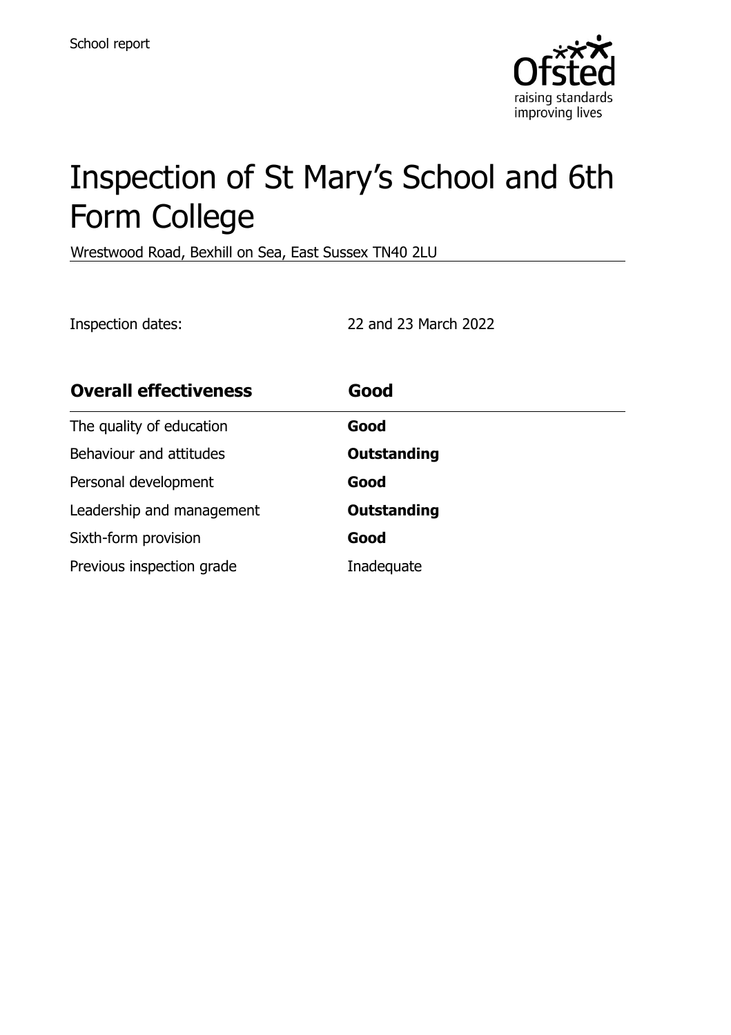School report

# Inspection of St Mary's School and 6th Form College

Wrestwood Road, Bexhill on Sea, East Sussex TN40 2LU

Inspection dates: 22 and 23 March 2022

| **Overall effectiveness** | **Good** |
|---|---|
| The quality of education | **Good** |
| Behaviour and attitudes | **Outstanding** |
| Personal development | **Good** |
| Leadership and management | **Outstanding** |
| Sixth-form provision | **Good** |
| Previous inspection grade | Inadequate |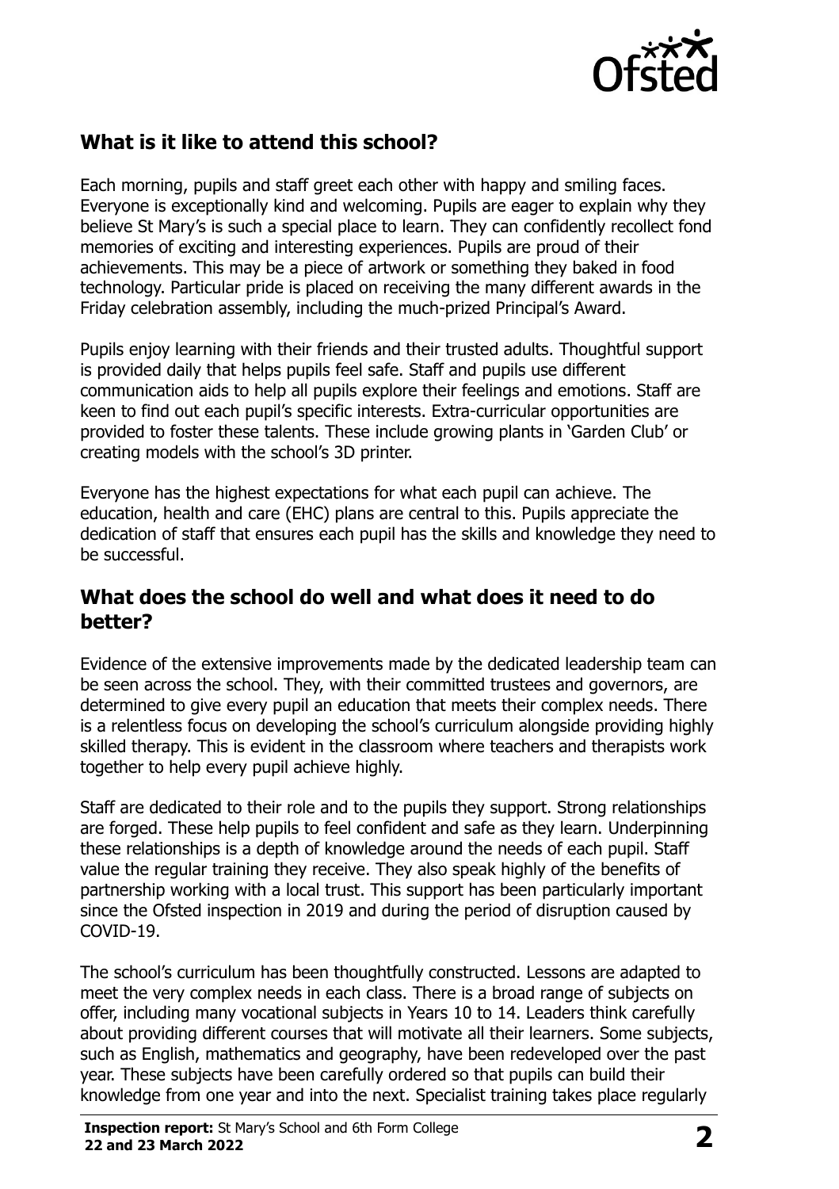## What is it like to attend this school?

Each morning, pupils and staff greet each other with happy and smiling faces. Everyone is exceptionally kind and welcoming. Pupils are eager to explain why they believe St Mary's is such a special place to learn. They can confidently recollect fond memories of exciting and interesting experiences. Pupils are proud of their achievements. This may be a piece of artwork or something they baked in food technology. Particular pride is placed on receiving the many different awards in the Friday celebration assembly, including the much-prized Principal's Award.

Pupils enjoy learning with their friends and their trusted adults. Thoughtful support is provided daily that helps pupils feel safe. Staff and pupils use different communication aids to help all pupils explore their feelings and emotions. Staff are keen to find out each pupil's specific interests. Extra-curricular opportunities are provided to foster these talents. These include growing plants in 'Garden Club' or creating models with the school's 3D printer.

Everyone has the highest expectations for what each pupil can achieve. The education, health and care (EHC) plans are central to this. Pupils appreciate the dedication of staff that ensures each pupil has the skills and knowledge they need to be successful.

## What does the school do well and what does it need to do better?

Evidence of the extensive improvements made by the dedicated leadership team can be seen across the school. They, with their committed trustees and governors, are determined to give every pupil an education that meets their complex needs. There is a relentless focus on developing the school's curriculum alongside providing highly skilled therapy. This is evident in the classroom where teachers and therapists work together to help every pupil achieve highly.

Staff are dedicated to their role and to the pupils they support. Strong relationships are forged. These help pupils to feel confident and safe as they learn. Underpinning these relationships is a depth of knowledge around the needs of each pupil. Staff value the regular training they receive. They also speak highly of the benefits of partnership working with a local trust. This support has been particularly important since the Ofsted inspection in 2019 and during the period of disruption caused by COVID-19.

The school's curriculum has been thoughtfully constructed. Lessons are adapted to meet the very complex needs in each class. There is a broad range of subjects on offer, including many vocational subjects in Years 10 to 14. Leaders think carefully about providing different courses that will motivate all their learners. Some subjects, such as English, mathematics and geography, have been redeveloped over the past year. These subjects have been carefully ordered so that pupils can build their knowledge from one year and into the next. Specialist training takes place regularly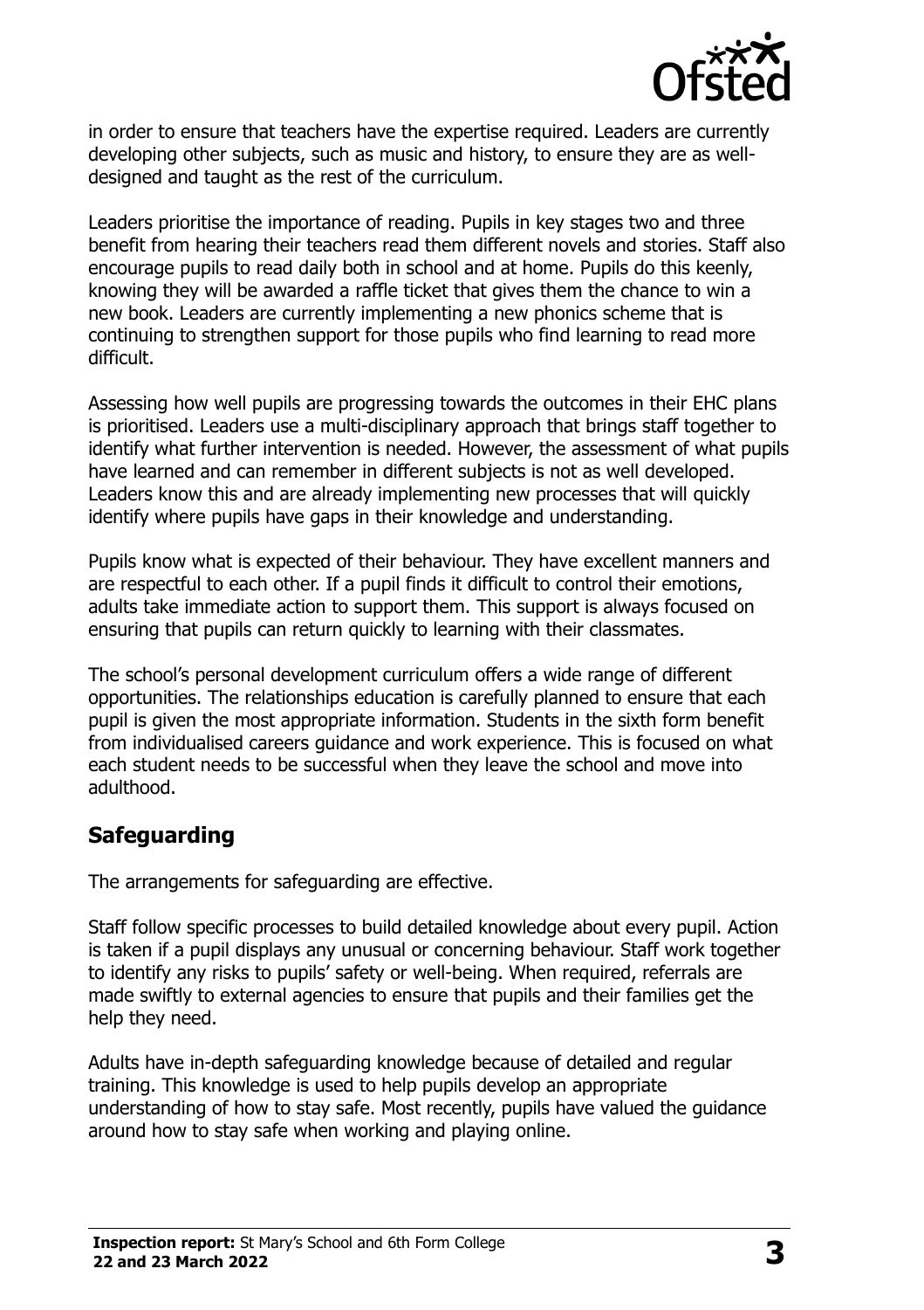in order to ensure that teachers have the expertise required. Leaders are currently developing other subjects, such as music and history, to ensure they are as well-designed and taught as the rest of the curriculum.

Leaders prioritise the importance of reading. Pupils in key stages two and three benefit from hearing their teachers read them different novels and stories. Staff also encourage pupils to read daily both in school and at home. Pupils do this keenly, knowing they will be awarded a raffle ticket that gives them the chance to win a new book. Leaders are currently implementing a new phonics scheme that is continuing to strengthen support for those pupils who find learning to read more difficult.

Assessing how well pupils are progressing towards the outcomes in their EHC plans is prioritised. Leaders use a multi-disciplinary approach that brings staff together to identify what further intervention is needed. However, the assessment of what pupils have learned and can remember in different subjects is not as well developed. Leaders know this and are already implementing new processes that will quickly identify where pupils have gaps in their knowledge and understanding.

Pupils know what is expected of their behaviour. They have excellent manners and are respectful to each other. If a pupil finds it difficult to control their emotions, adults take immediate action to support them. This support is always focused on ensuring that pupils can return quickly to learning with their classmates.

The school's personal development curriculum offers a wide range of different opportunities. The relationships education is carefully planned to ensure that each pupil is given the most appropriate information. Students in the sixth form benefit from individualised careers guidance and work experience. This is focused on what each student needs to be successful when they leave the school and move into adulthood.

## Safeguarding

The arrangements for safeguarding are effective.

Staff follow specific processes to build detailed knowledge about every pupil. Action is taken if a pupil displays any unusual or concerning behaviour. Staff work together to identify any risks to pupils' safety or well-being. When required, referrals are made swiftly to external agencies to ensure that pupils and their families get the help they need.

Adults have in-depth safeguarding knowledge because of detailed and regular training. This knowledge is used to help pupils develop an appropriate understanding of how to stay safe. Most recently, pupils have valued the guidance around how to stay safe when working and playing online.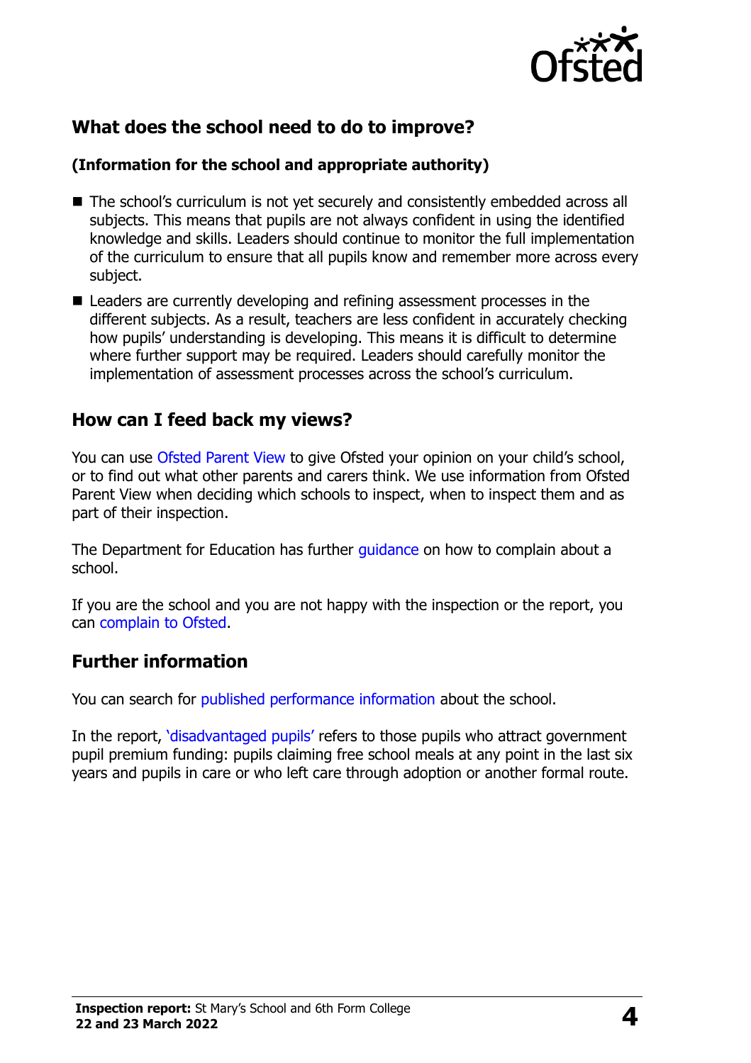## What does the school need to do to improve?

### (Information for the school and appropriate authority)

- The school's curriculum is not yet securely and consistently embedded across all subjects. This means that pupils are not always confident in using the identified knowledge and skills. Leaders should continue to monitor the full implementation of the curriculum to ensure that all pupils know and remember more across every subject.
- Leaders are currently developing and refining assessment processes in the different subjects. As a result, teachers are less confident in accurately checking how pupils' understanding is developing. This means it is difficult to determine where further support may be required. Leaders should carefully monitor the implementation of assessment processes across the school's curriculum.

## How can I feed back my views?

You can use Ofsted Parent View to give Ofsted your opinion on your child's school, or to find out what other parents and carers think. We use information from Ofsted Parent View when deciding which schools to inspect, when to inspect them and as part of their inspection.

The Department for Education has further guidance on how to complain about a school.

If you are the school and you are not happy with the inspection or the report, you can complain to Ofsted.

## Further information

You can search for published performance information about the school.

In the report, 'disadvantaged pupils' refers to those pupils who attract government pupil premium funding: pupils claiming free school meals at any point in the last six years and pupils in care or who left care through adoption or another formal route.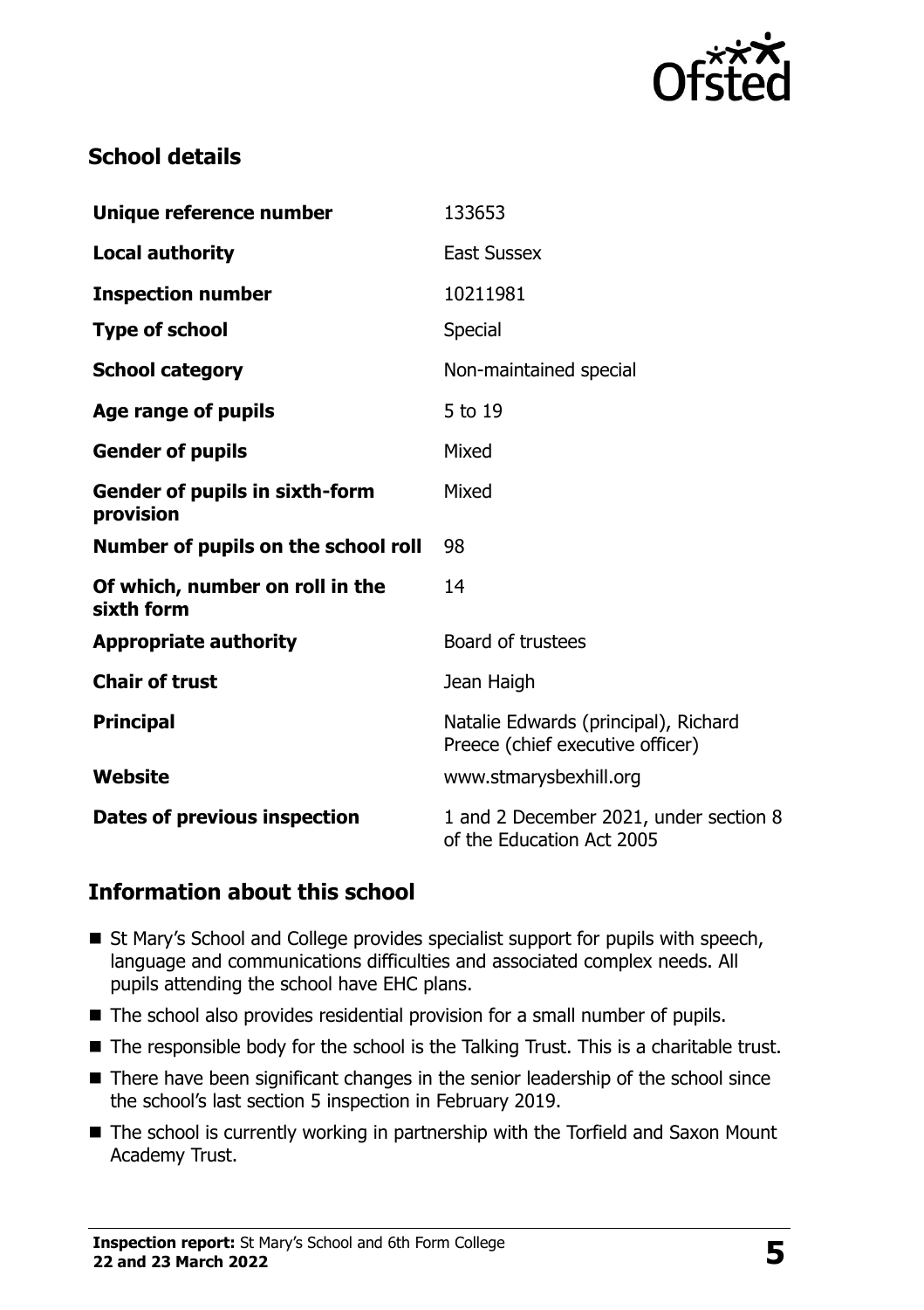## School details

| | |
| --- | --- |
| **Unique reference number** | 133653 |
| **Local authority** | East Sussex |
| **Inspection number** | 10211981 |
| **Type of school** | Special |
| **School category** | Non-maintained special |
| **Age range of pupils** | 5 to 19 |
| **Gender of pupils** | Mixed |
| **Gender of pupils in sixth-form provision** | Mixed |
| **Number of pupils on the school roll** | 98 |
| **Of which, number on roll in the sixth form** | 14 |
| **Appropriate authority** | Board of trustees |
| **Chair of trust** | Jean Haigh |
| **Principal** | Natalie Edwards (principal), Richard Preece (chief executive officer) |
| **Website** | www.stmarysbexhill.org |
| **Dates of previous inspection** | 1 and 2 December 2021, under section 8 of the Education Act 2005 |

## Information about this school

- St Mary's School and College provides specialist support for pupils with speech, language and communications difficulties and associated complex needs. All pupils attending the school have EHC plans.
- The school also provides residential provision for a small number of pupils.
- The responsible body for the school is the Talking Trust. This is a charitable trust.
- There have been significant changes in the senior leadership of the school since the school's last section 5 inspection in February 2019.
- The school is currently working in partnership with the Torfield and Saxon Mount Academy Trust.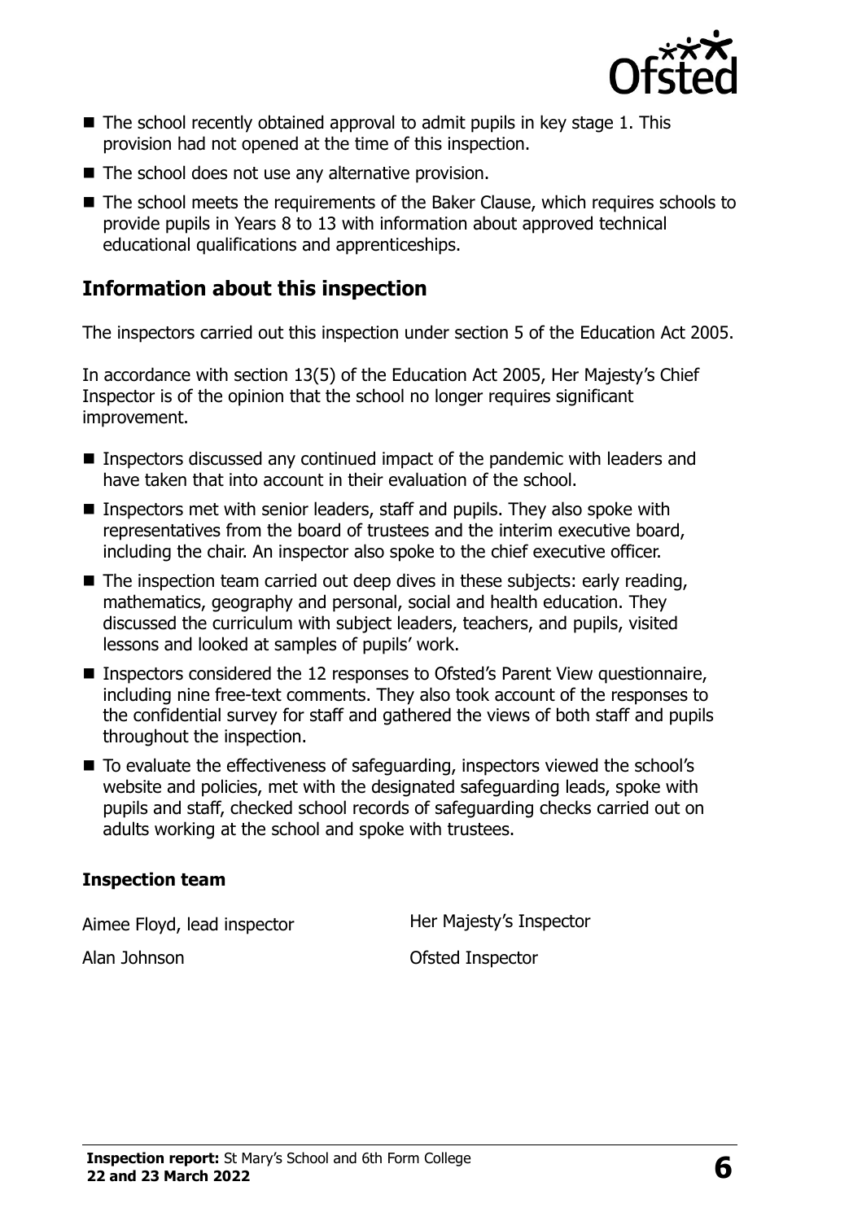- The school recently obtained approval to admit pupils in key stage 1. This provision had not opened at the time of this inspection.
- The school does not use any alternative provision.
- The school meets the requirements of the Baker Clause, which requires schools to provide pupils in Years 8 to 13 with information about approved technical educational qualifications and apprenticeships.

## Information about this inspection

The inspectors carried out this inspection under section 5 of the Education Act 2005.

In accordance with section 13(5) of the Education Act 2005, Her Majesty's Chief Inspector is of the opinion that the school no longer requires significant improvement.

- Inspectors discussed any continued impact of the pandemic with leaders and have taken that into account in their evaluation of the school.
- Inspectors met with senior leaders, staff and pupils. They also spoke with representatives from the board of trustees and the interim executive board, including the chair. An inspector also spoke to the chief executive officer.
- The inspection team carried out deep dives in these subjects: early reading, mathematics, geography and personal, social and health education. They discussed the curriculum with subject leaders, teachers, and pupils, visited lessons and looked at samples of pupils' work.
- Inspectors considered the 12 responses to Ofsted's Parent View questionnaire, including nine free-text comments. They also took account of the responses to the confidential survey for staff and gathered the views of both staff and pupils throughout the inspection.
- To evaluate the effectiveness of safeguarding, inspectors viewed the school's website and policies, met with the designated safeguarding leads, spoke with pupils and staff, checked school records of safeguarding checks carried out on adults working at the school and spoke with trustees.

### Inspection team

| | |
|---|---|
| Aimee Floyd, lead inspector | Her Majesty's Inspector |
| Alan Johnson | Ofsted Inspector |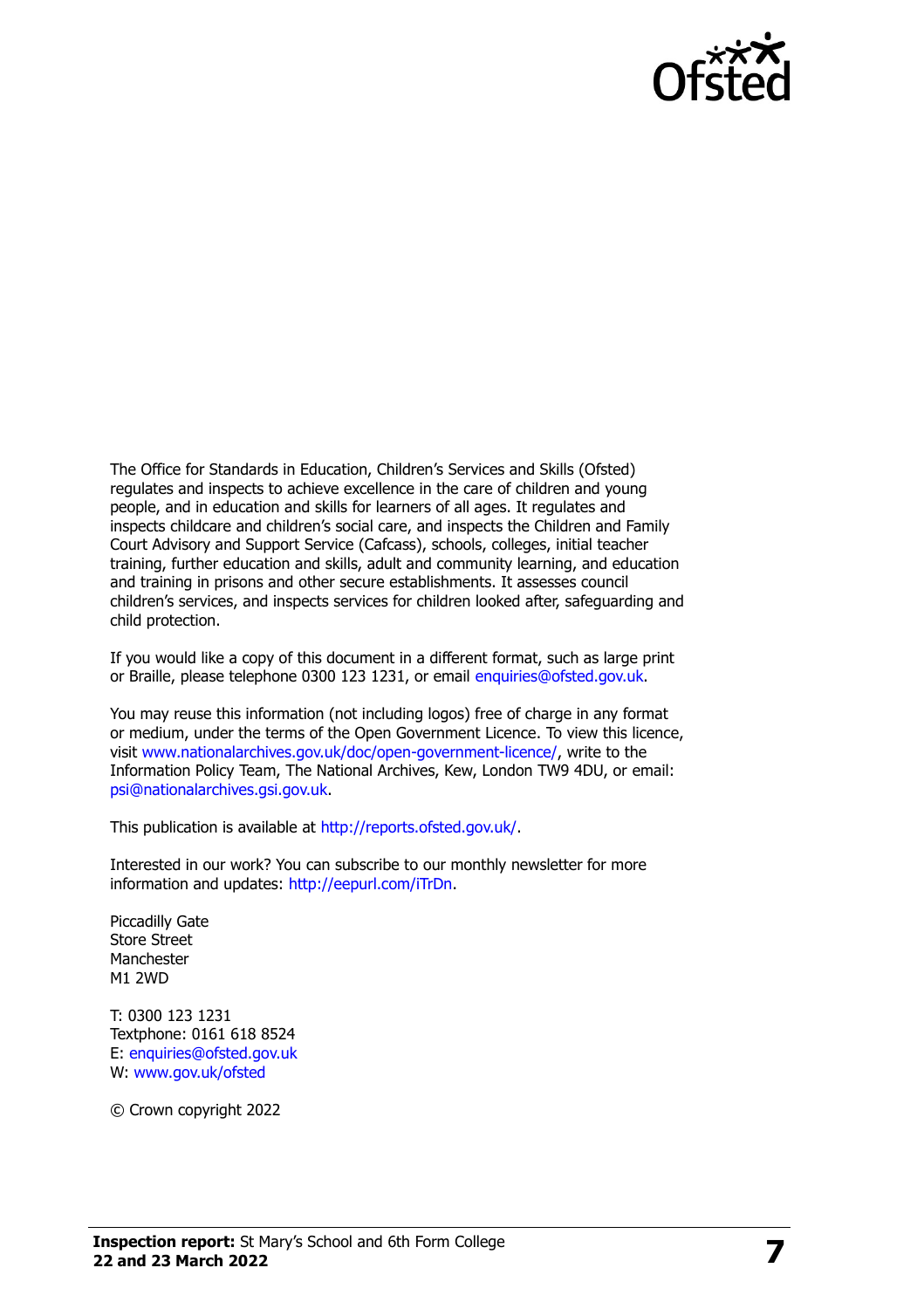The Office for Standards in Education, Children's Services and Skills (Ofsted) regulates and inspects to achieve excellence in the care of children and young people, and in education and skills for learners of all ages. It regulates and inspects childcare and children's social care, and inspects the Children and Family Court Advisory and Support Service (Cafcass), schools, colleges, initial teacher training, further education and skills, adult and community learning, and education and training in prisons and other secure establishments. It assesses council children's services, and inspects services for children looked after, safeguarding and child protection.

If you would like a copy of this document in a different format, such as large print or Braille, please telephone 0300 123 1231, or email enquiries@ofsted.gov.uk.

You may reuse this information (not including logos) free of charge in any format or medium, under the terms of the Open Government Licence. To view this licence, visit www.nationalarchives.gov.uk/doc/open-government-licence/, write to the Information Policy Team, The National Archives, Kew, London TW9 4DU, or email: psi@nationalarchives.gsi.gov.uk.

This publication is available at http://reports.ofsted.gov.uk/.

Interested in our work? You can subscribe to our monthly newsletter for more information and updates: http://eepurl.com/iTrDn.

Piccadilly Gate
Store Street
Manchester
M1 2WD

T: 0300 123 1231
Textphone: 0161 618 8524
E: enquiries@ofsted.gov.uk
W: www.gov.uk/ofsted

© Crown copyright 2022